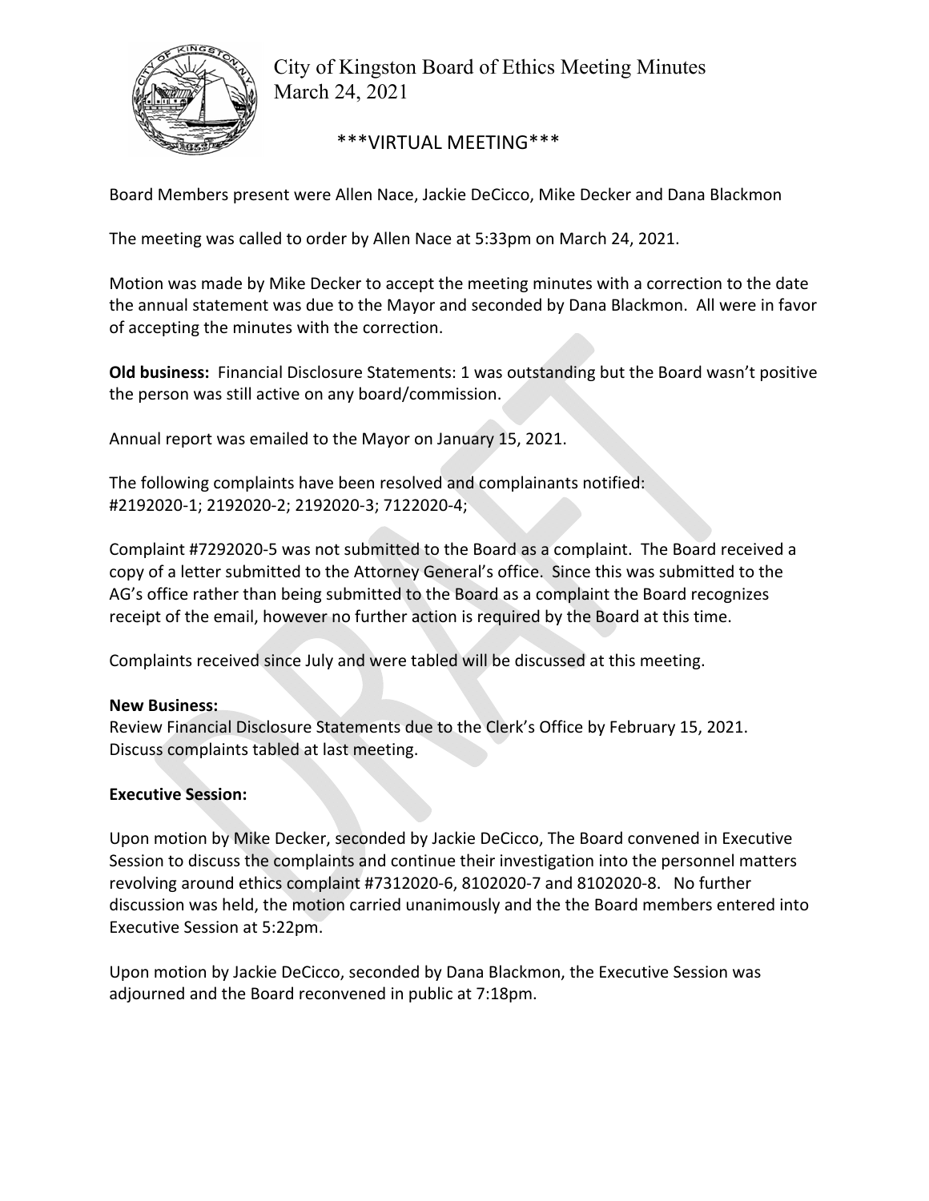# City of Kingston Board of Ethics Meeting Minutes
March 24, 2021

## ***VIRTUAL MEETING***

Board Members present were Allen Nace, Jackie DeCicco, Mike Decker and Dana Blackmon

The meeting was called to order by Allen Nace at 5:33pm on March 24, 2021.

Motion was made by Mike Decker to accept the meeting minutes with a correction to the date the annual statement was due to the Mayor and seconded by Dana Blackmon. All were in favor of accepting the minutes with the correction.

**Old business:** Financial Disclosure Statements: 1 was outstanding but the Board wasn't positive the person was still active on any board/commission.

Annual report was emailed to the Mayor on January 15, 2021.

The following complaints have been resolved and complainants notified:
#2192020-1; 2192020-2; 2192020-3; 7122020-4;

Complaint #7292020-5 was not submitted to the Board as a complaint. The Board received a copy of a letter submitted to the Attorney General's office. Since this was submitted to the AG's office rather than being submitted to the Board as a complaint the Board recognizes receipt of the email, however no further action is required by the Board at this time.

Complaints received since July and were tabled will be discussed at this meeting.

**New Business:**
Review Financial Disclosure Statements due to the Clerk's Office by February 15, 2021.
Discuss complaints tabled at last meeting.

**Executive Session:**

Upon motion by Mike Decker, seconded by Jackie DeCicco, The Board convened in Executive Session to discuss the complaints and continue their investigation into the personnel matters revolving around ethics complaint #7312020-6, 8102020-7 and 8102020-8. No further discussion was held, the motion carried unanimously and the the Board members entered into Executive Session at 5:22pm.

Upon motion by Jackie DeCicco, seconded by Dana Blackmon, the Executive Session was adjourned and the Board reconvened in public at 7:18pm.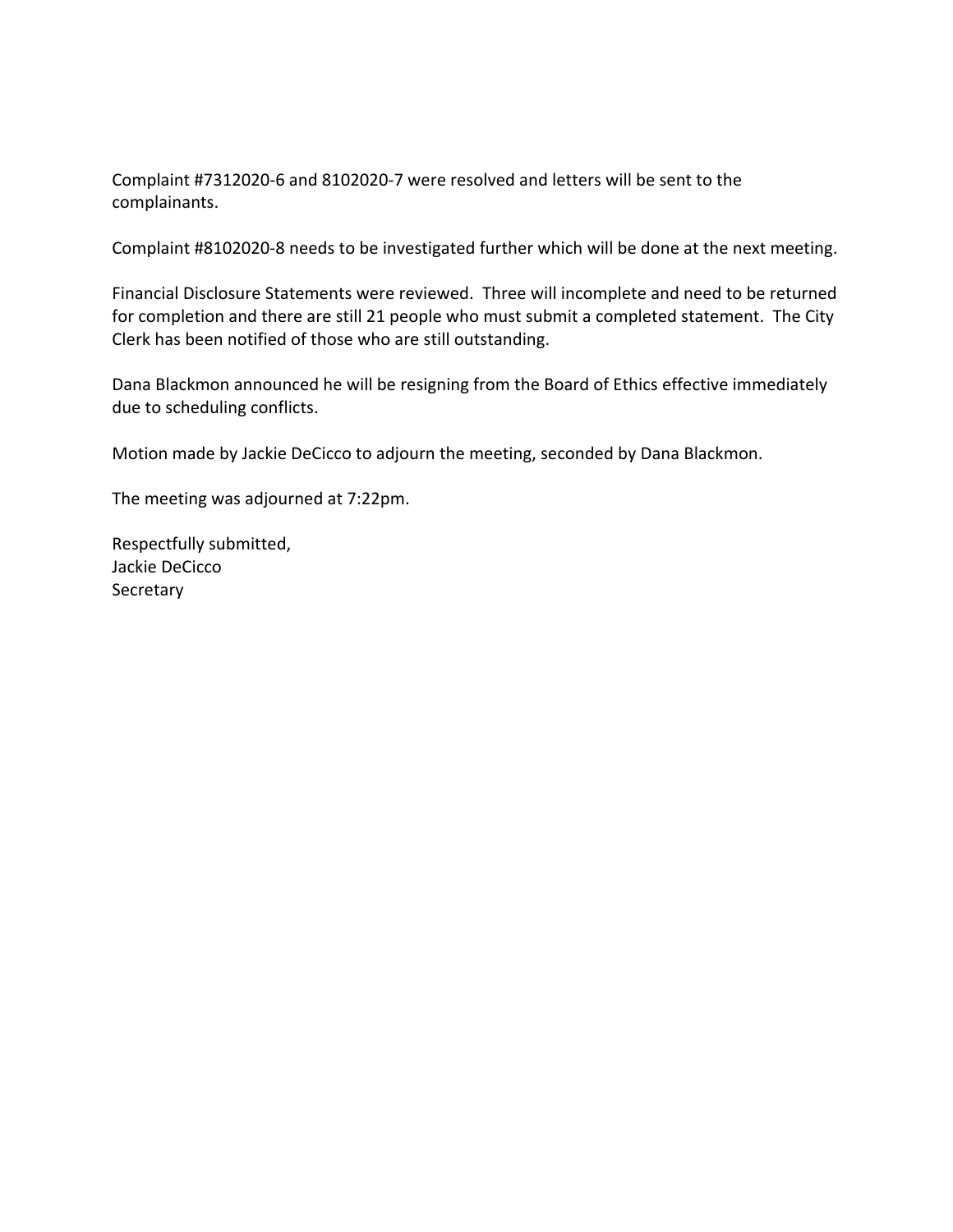Complaint #7312020-6 and 8102020-7 were resolved and letters will be sent to the complainants.

Complaint #8102020-8 needs to be investigated further which will be done at the next meeting.

Financial Disclosure Statements were reviewed. Three will incomplete and need to be returned for completion and there are still 21 people who must submit a completed statement. The City Clerk has been notified of those who are still outstanding.

Dana Blackmon announced he will be resigning from the Board of Ethics effective immediately due to scheduling conflicts.

Motion made by Jackie DeCicco to adjourn the meeting, seconded by Dana Blackmon.

The meeting was adjourned at 7:22pm.

Respectfully submitted,
Jackie DeCicco
Secretary